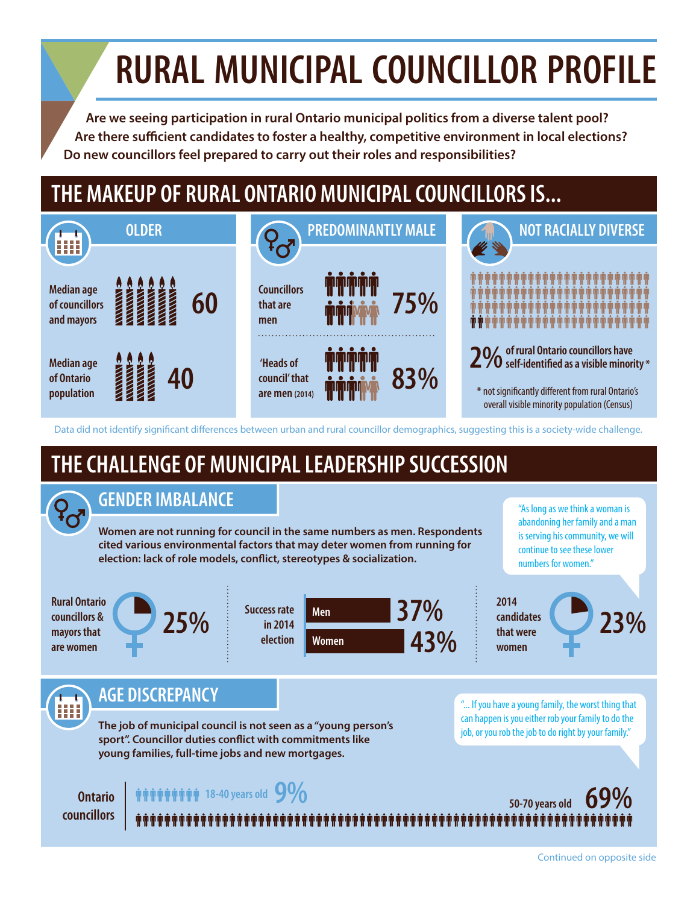# RURAL MUNICIPAL COUNCILLOR PROFILE

**Are we seeing participation in rural Ontario municipal politics from a diverse talent pool?**
**Are there sufficient candidates to foster a healthy, competitive environment in local elections?**
**Do new councillors feel prepared to carry out their roles and responsibilities?**

## THE MAKEUP OF RURAL ONTARIO MUNICIPAL COUNCILLORS IS...

### OLDER

Median age of councillors and mayors **60**

Median age of Ontario population **40**

### PREDOMINANTLY MALE

Councillors that are men **75%**

'Heads of council' that are men (2014) **83%**

### NOT RACIALLY DIVERSE

**2%** of rural Ontario councillors have self-identified as a visible minority*

* not significantly different from rural Ontario's overall visible minority population (Census)

Data did not identify significant differences between urban and rural councillor demographics, suggesting this is a society-wide challenge.

## THE CHALLENGE OF MUNICIPAL LEADERSHIP SUCCESSION

### GENDER IMBALANCE

**Women are not running for council in the same numbers as men. Respondents cited various environmental factors that may deter women from running for election: lack of role models, conflict, stereotypes & socialization.**

"As long as we think a woman is abandoning her family and a man is serving his community, we will continue to see these lower numbers for women."

Rural Ontario councillors & mayors that are women **25%**

Success rate in 2014 election

| | |
|---|---|
| Men | 37% |
| Women | 43% |

2014 candidates that were women **23%**

### AGE DISCREPANCY

**The job of municipal council is not seen as a "young person's sport". Councillor duties conflict with commitments like young families, full-time jobs and new mortgages.**

"... If you have a young family, the worst thing that can happen is you either rob your family to do the job, or you rob the job to do right by your family."

Ontario councillors

18-40 years old **9%**

50-70 years old **69%**

Continued on opposite side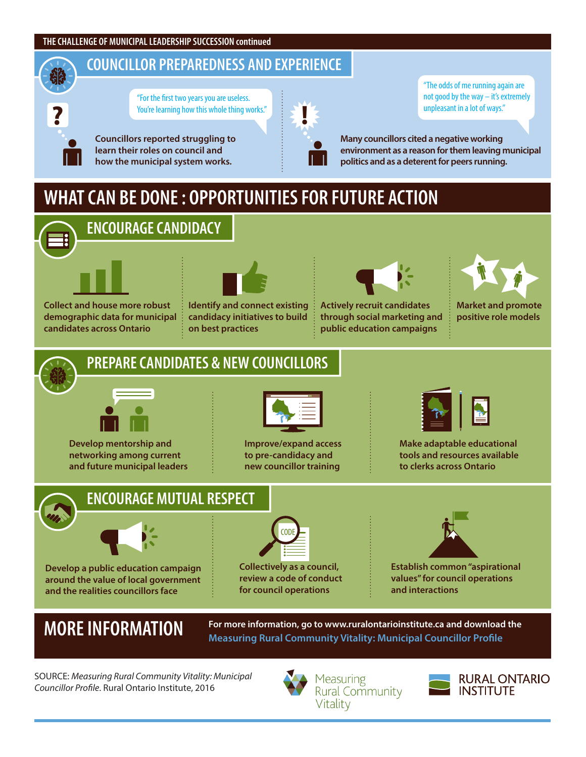THE CHALLENGE OF MUNICIPAL LEADERSHIP SUCCESSION continued

## COUNCILLOR PREPAREDNESS AND EXPERIENCE

"For the first two years you are useless. You're learning how this whole thing works."

**Councillors reported struggling to learn their roles on council and how the municipal system works.**

"The odds of me running again are not good by the way – it's extremely unpleasant in a lot of ways."

**Many councillors cited a negative working environment as a reason for them leaving municipal politics and as a deterrent for peers running.**

# WHAT CAN BE DONE : OPPORTUNITIES FOR FUTURE ACTION

## ENCOURAGE CANDIDACY

- **Collect and house more robust demographic data for municipal candidates across Ontario**
- **Identify and connect existing candidacy initiatives to build on best practices**
- **Actively recruit candidates through social marketing and public education campaigns**
- **Market and promote positive role models**

## PREPARE CANDIDATES & NEW COUNCILLORS

- **Develop mentorship and networking among current and future municipal leaders**
- **Improve/expand access to pre-candidacy and new councillor training**
- **Make adaptable educational tools and resources available to clerks across Ontario**

## ENCOURAGE MUTUAL RESPECT

- **Develop a public education campaign around the value of local government and the realities councillors face**
- **Collectively as a council, review a code of conduct for council operations**
- **Establish common "aspirational values" for council operations and interactions**

## MORE INFORMATION

**For more information, go to www.ruralontarioinstitute.ca and download the Measuring Rural Community Vitality: Municipal Councillor Profile**

SOURCE: *Measuring Rural Community Vitality: Municipal Councillor Profile*. Rural Ontario Institute, 2016

Measuring Rural Community Vitality

RURAL ONTARIO INSTITUTE